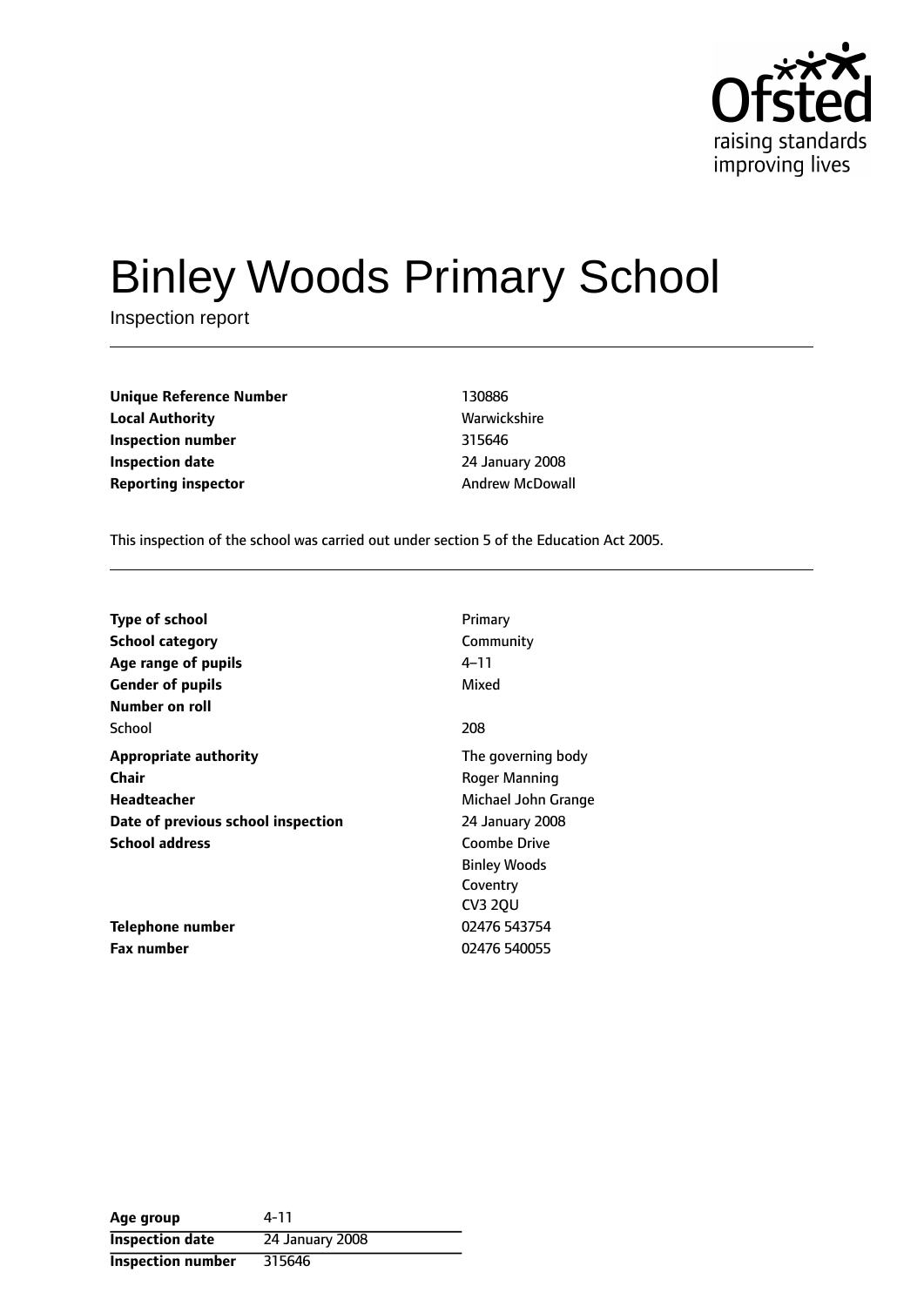Ofsted raising standards improving lives

# Binley Woods Primary School

Inspection report

| | |
|---|---|
| **Unique Reference Number** | 130886 |
| **Local Authority** | Warwickshire |
| **Inspection number** | 315646 |
| **Inspection date** | 24 January 2008 |
| **Reporting inspector** | Andrew McDowall |

This inspection of the school was carried out under section 5 of the Education Act 2005.

| | |
|---|---|
| **Type of school** | Primary |
| **School category** | Community |
| **Age range of pupils** | 4–11 |
| **Gender of pupils** | Mixed |
| **Number on roll** | |
| School | 208 |
| **Appropriate authority** | The governing body |
| **Chair** | Roger Manning |
| **Headteacher** | Michael John Grange |
| **Date of previous school inspection** | 24 January 2008 |
| **School address** | Coombe Drive<br>Binley Woods<br>Coventry<br>CV3 2QU |
| **Telephone number** | 02476 543754 |
| **Fax number** | 02476 540055 |

| | |
|---|---|
| **Age group** | 4-11 |
| **Inspection date** | 24 January 2008 |
| **Inspection number** | 315646 |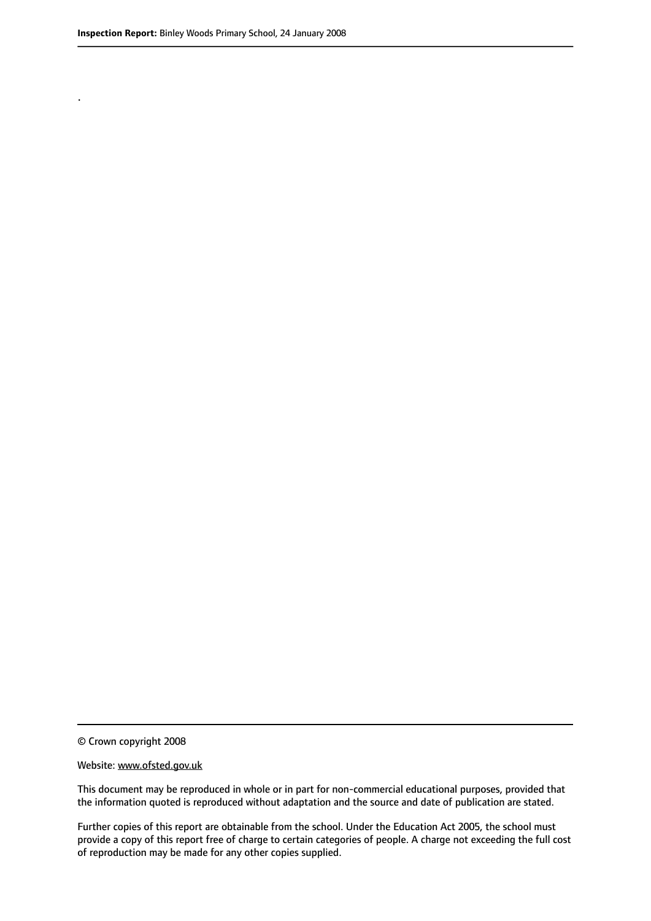.

© Crown copyright 2008

Website: www.ofsted.gov.uk

This document may be reproduced in whole or in part for non-commercial educational purposes, provided that the information quoted is reproduced without adaptation and the source and date of publication are stated.

Further copies of this report are obtainable from the school. Under the Education Act 2005, the school must provide a copy of this report free of charge to certain categories of people. A charge not exceeding the full cost of reproduction may be made for any other copies supplied.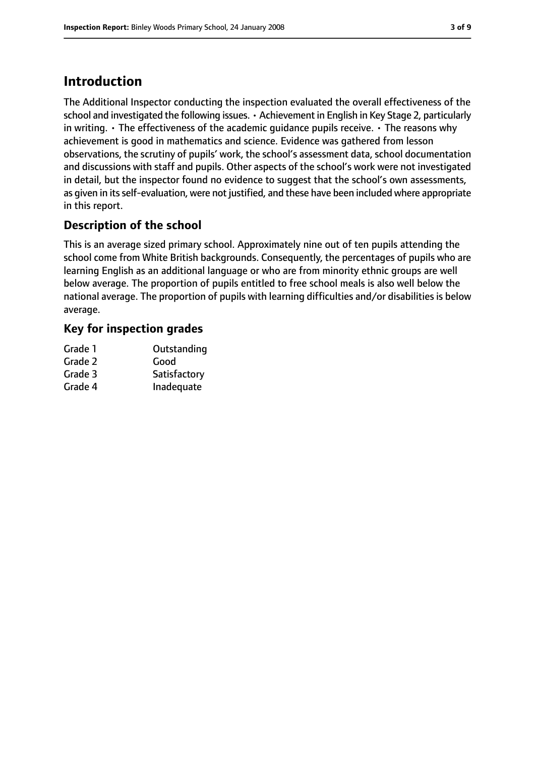# Introduction

The Additional Inspector conducting the inspection evaluated the overall effectiveness of the school and investigated the following issues. • Achievement in English in Key Stage 2, particularly in writing. • The effectiveness of the academic guidance pupils receive. • The reasons why achievement is good in mathematics and science. Evidence was gathered from lesson observations, the scrutiny of pupils' work, the school's assessment data, school documentation and discussions with staff and pupils. Other aspects of the school's work were not investigated in detail, but the inspector found no evidence to suggest that the school's own assessments, as given in its self-evaluation, were not justified, and these have been included where appropriate in this report.

## Description of the school

This is an average sized primary school. Approximately nine out of ten pupils attending the school come from White British backgrounds. Consequently, the percentages of pupils who are learning English as an additional language or who are from minority ethnic groups are well below average. The proportion of pupils entitled to free school meals is also well below the national average. The proportion of pupils with learning difficulties and/or disabilities is below average.

## Key for inspection grades

| | |
|---|---|
| Grade 1 | Outstanding |
| Grade 2 | Good |
| Grade 3 | Satisfactory |
| Grade 4 | Inadequate |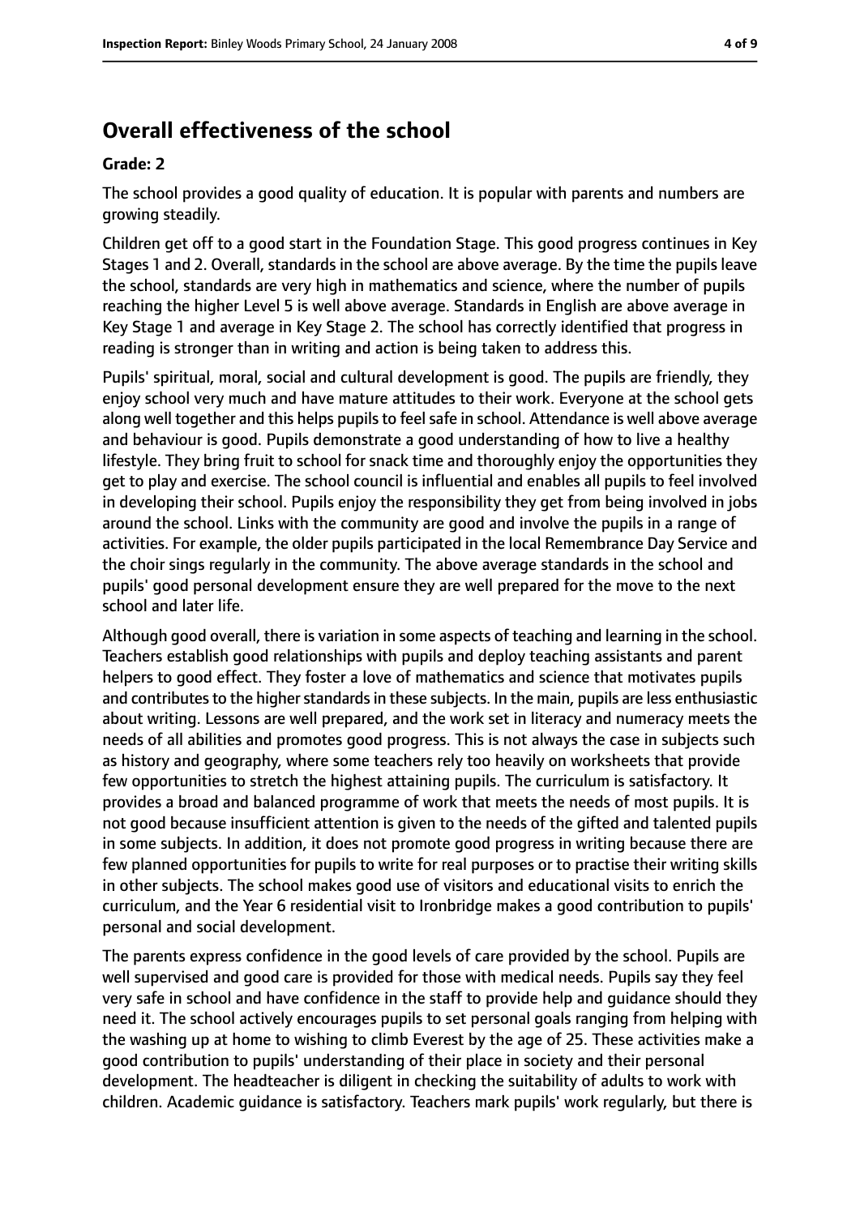## Overall effectiveness of the school

**Grade: 2**

The school provides a good quality of education. It is popular with parents and numbers are growing steadily.

Children get off to a good start in the Foundation Stage. This good progress continues in Key Stages 1 and 2. Overall, standards in the school are above average. By the time the pupils leave the school, standards are very high in mathematics and science, where the number of pupils reaching the higher Level 5 is well above average. Standards in English are above average in Key Stage 1 and average in Key Stage 2. The school has correctly identified that progress in reading is stronger than in writing and action is being taken to address this.

Pupils' spiritual, moral, social and cultural development is good. The pupils are friendly, they enjoy school very much and have mature attitudes to their work. Everyone at the school gets along well together and this helps pupils to feel safe in school. Attendance is well above average and behaviour is good. Pupils demonstrate a good understanding of how to live a healthy lifestyle. They bring fruit to school for snack time and thoroughly enjoy the opportunities they get to play and exercise. The school council is influential and enables all pupils to feel involved in developing their school. Pupils enjoy the responsibility they get from being involved in jobs around the school. Links with the community are good and involve the pupils in a range of activities. For example, the older pupils participated in the local Remembrance Day Service and the choir sings regularly in the community. The above average standards in the school and pupils' good personal development ensure they are well prepared for the move to the next school and later life.

Although good overall, there is variation in some aspects of teaching and learning in the school. Teachers establish good relationships with pupils and deploy teaching assistants and parent helpers to good effect. They foster a love of mathematics and science that motivates pupils and contributes to the higher standards in these subjects. In the main, pupils are less enthusiastic about writing. Lessons are well prepared, and the work set in literacy and numeracy meets the needs of all abilities and promotes good progress. This is not always the case in subjects such as history and geography, where some teachers rely too heavily on worksheets that provide few opportunities to stretch the highest attaining pupils. The curriculum is satisfactory. It provides a broad and balanced programme of work that meets the needs of most pupils. It is not good because insufficient attention is given to the needs of the gifted and talented pupils in some subjects. In addition, it does not promote good progress in writing because there are few planned opportunities for pupils to write for real purposes or to practise their writing skills in other subjects. The school makes good use of visitors and educational visits to enrich the curriculum, and the Year 6 residential visit to Ironbridge makes a good contribution to pupils' personal and social development.

The parents express confidence in the good levels of care provided by the school. Pupils are well supervised and good care is provided for those with medical needs. Pupils say they feel very safe in school and have confidence in the staff to provide help and guidance should they need it. The school actively encourages pupils to set personal goals ranging from helping with the washing up at home to wishing to climb Everest by the age of 25. These activities make a good contribution to pupils' understanding of their place in society and their personal development. The headteacher is diligent in checking the suitability of adults to work with children. Academic guidance is satisfactory. Teachers mark pupils' work regularly, but there is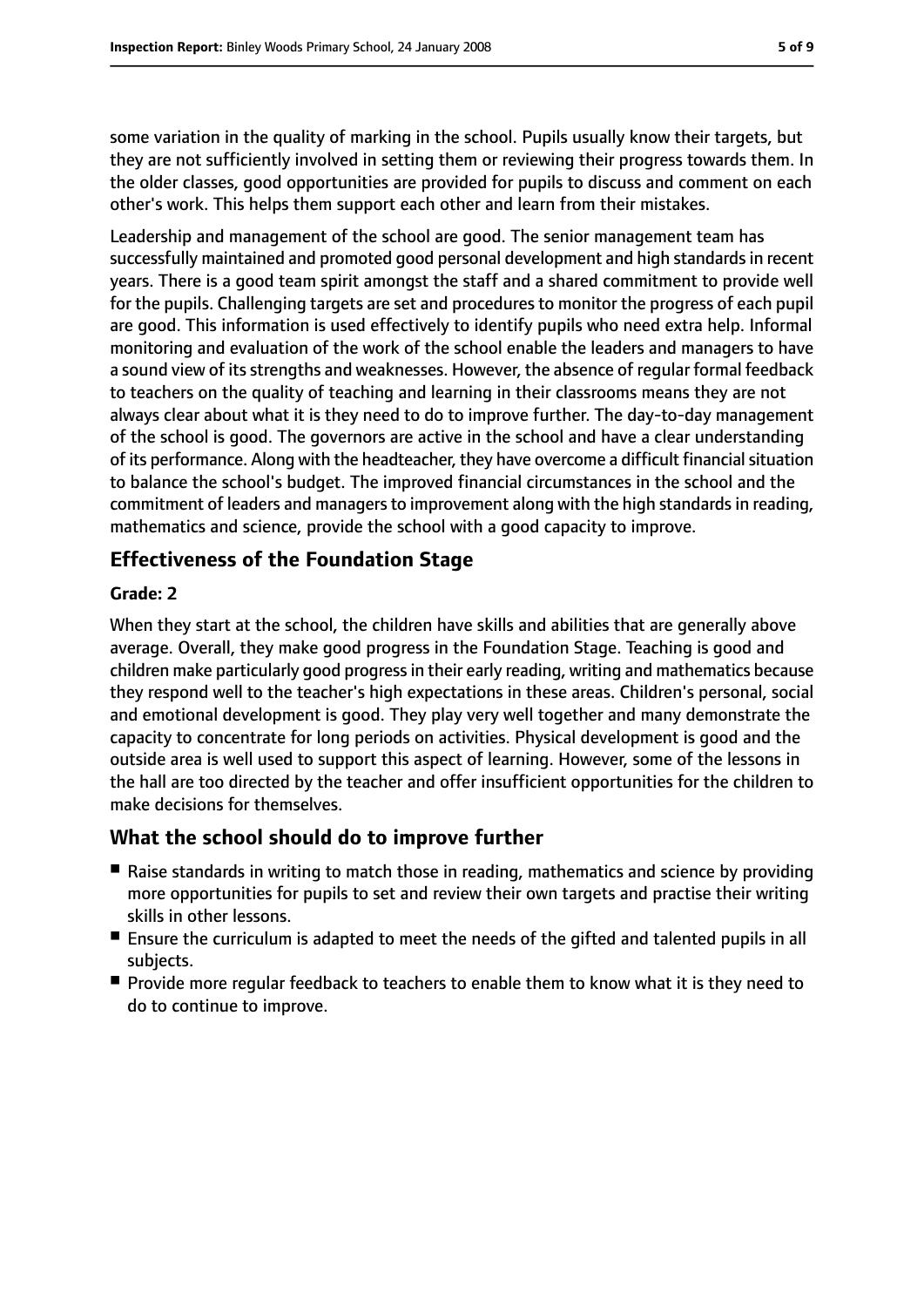some variation in the quality of marking in the school. Pupils usually know their targets, but they are not sufficiently involved in setting them or reviewing their progress towards them. In the older classes, good opportunities are provided for pupils to discuss and comment on each other's work. This helps them support each other and learn from their mistakes.

Leadership and management of the school are good. The senior management team has successfully maintained and promoted good personal development and high standards in recent years. There is a good team spirit amongst the staff and a shared commitment to provide well for the pupils. Challenging targets are set and procedures to monitor the progress of each pupil are good. This information is used effectively to identify pupils who need extra help. Informal monitoring and evaluation of the work of the school enable the leaders and managers to have a sound view of its strengths and weaknesses. However, the absence of regular formal feedback to teachers on the quality of teaching and learning in their classrooms means they are not always clear about what it is they need to do to improve further. The day-to-day management of the school is good. The governors are active in the school and have a clear understanding of its performance. Along with the headteacher, they have overcome a difficult financial situation to balance the school's budget. The improved financial circumstances in the school and the commitment of leaders and managers to improvement along with the high standards in reading, mathematics and science, provide the school with a good capacity to improve.

## Effectiveness of the Foundation Stage

**Grade: 2**

When they start at the school, the children have skills and abilities that are generally above average. Overall, they make good progress in the Foundation Stage. Teaching is good and children make particularly good progress in their early reading, writing and mathematics because they respond well to the teacher's high expectations in these areas. Children's personal, social and emotional development is good. They play very well together and many demonstrate the capacity to concentrate for long periods on activities. Physical development is good and the outside area is well used to support this aspect of learning. However, some of the lessons in the hall are too directed by the teacher and offer insufficient opportunities for the children to make decisions for themselves.

## What the school should do to improve further

- Raise standards in writing to match those in reading, mathematics and science by providing more opportunities for pupils to set and review their own targets and practise their writing skills in other lessons.
- Ensure the curriculum is adapted to meet the needs of the gifted and talented pupils in all subjects.
- Provide more regular feedback to teachers to enable them to know what it is they need to do to continue to improve.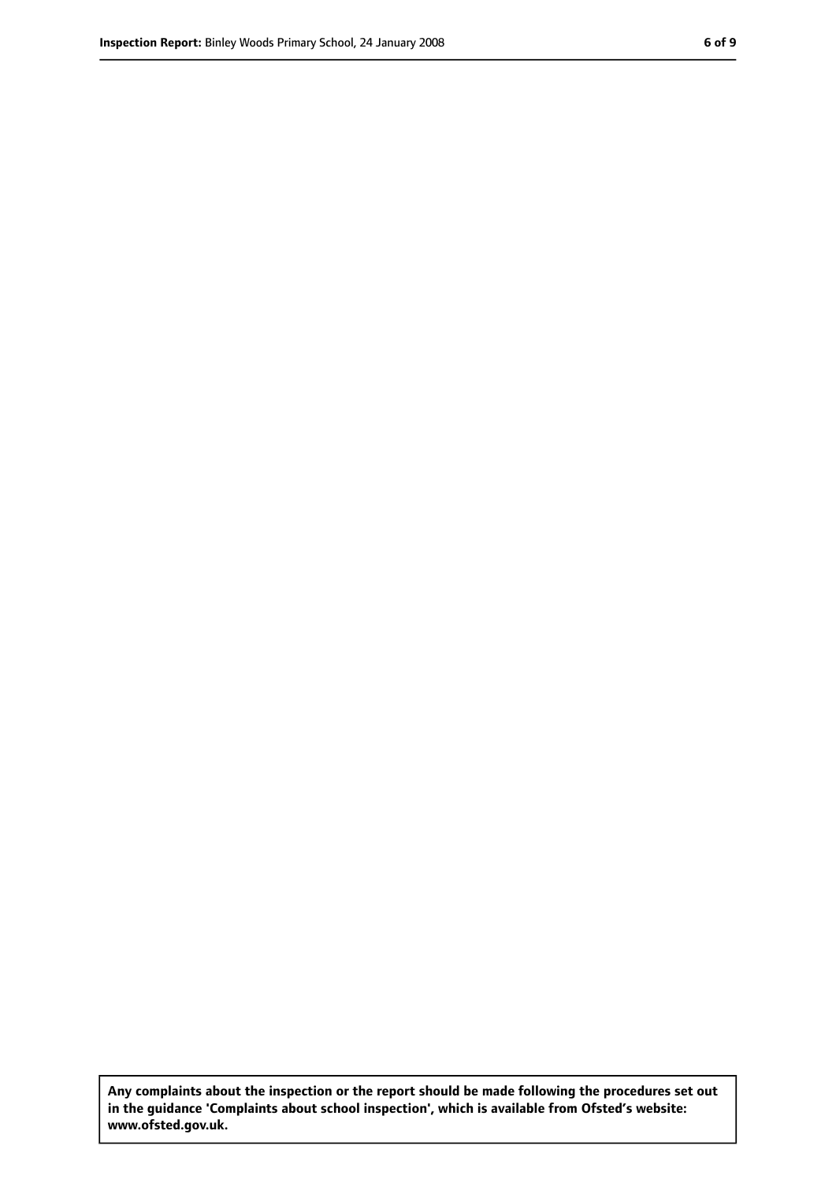**Any complaints about the inspection or the report should be made following the procedures set out in the guidance 'Complaints about school inspection', which is available from Ofsted's website: www.ofsted.gov.uk.**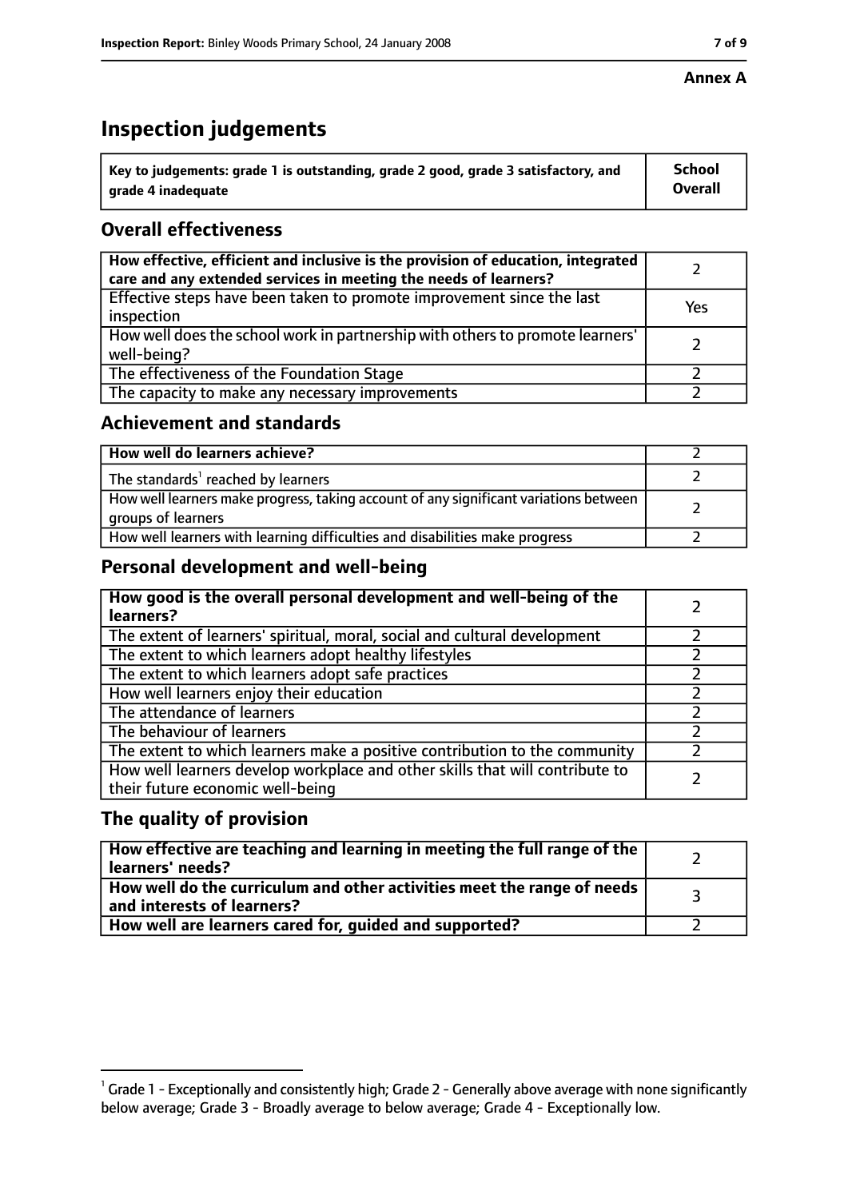**Annex A**

# Inspection judgements

| Key to judgements: grade 1 is outstanding, grade 2 good, grade 3 satisfactory, and grade 4 inadequate | School Overall |
|---|---|

## Overall effectiveness

| | |
|---|---|
| **How effective, efficient and inclusive is the provision of education, integrated care and any extended services in meeting the needs of learners?** | 2 |
| Effective steps have been taken to promote improvement since the last inspection | Yes |
| How well does the school work in partnership with others to promote learners' well-being? | 2 |
| The effectiveness of the Foundation Stage | 2 |
| The capacity to make any necessary improvements | 2 |

## Achievement and standards

| | |
|---|---|
| **How well do learners achieve?** | 2 |
| The standards[1] reached by learners | 2 |
| How well learners make progress, taking account of any significant variations between groups of learners | 2 |
| How well learners with learning difficulties and disabilities make progress | 2 |

## Personal development and well-being

| | |
|---|---|
| **How good is the overall personal development and well-being of the learners?** | 2 |
| The extent of learners' spiritual, moral, social and cultural development | 2 |
| The extent to which learners adopt healthy lifestyles | 2 |
| The extent to which learners adopt safe practices | 2 |
| How well learners enjoy their education | 2 |
| The attendance of learners | 2 |
| The behaviour of learners | 2 |
| The extent to which learners make a positive contribution to the community | 2 |
| How well learners develop workplace and other skills that will contribute to their future economic well-being | 2 |

## The quality of provision

| | |
|---|---|
| **How effective are teaching and learning in meeting the full range of the learners' needs?** | 2 |
| **How well do the curriculum and other activities meet the range of needs and interests of learners?** | 3 |
| **How well are learners cared for, guided and supported?** | 2 |

[1] Grade 1 - Exceptionally and consistently high; Grade 2 - Generally above average with none significantly below average; Grade 3 - Broadly average to below average; Grade 4 - Exceptionally low.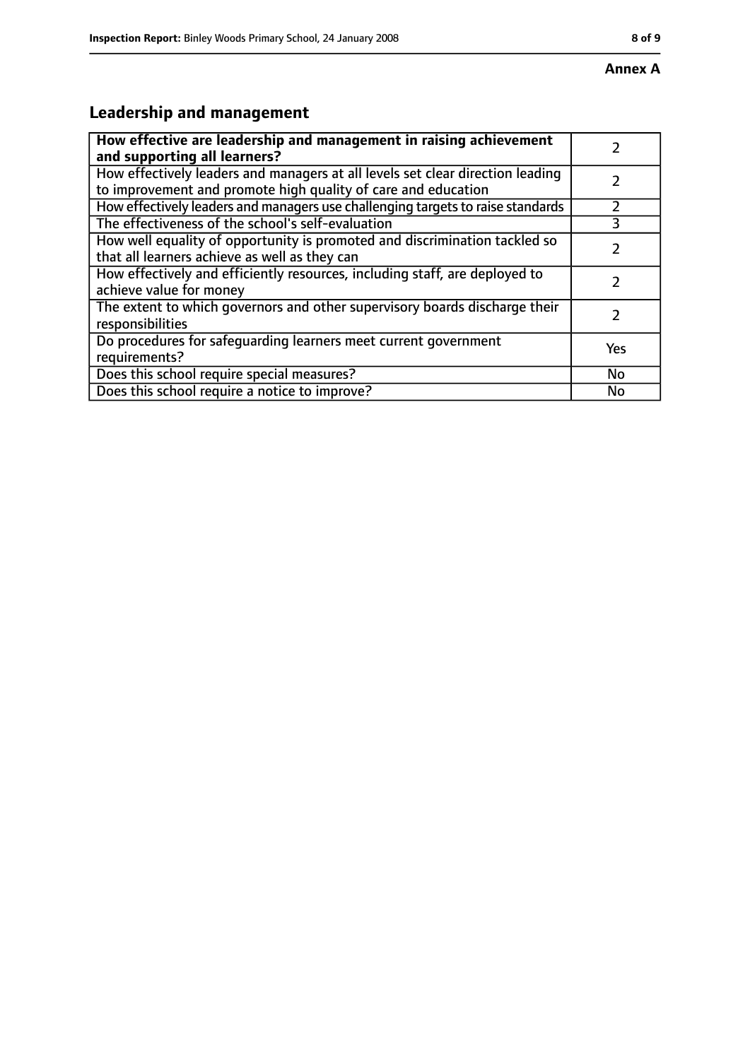**Annex A**

## Leadership and management

| **How effective are leadership and management in raising achievement and supporting all learners?** | 2 |
|---|---|
| How effectively leaders and managers at all levels set clear direction leading to improvement and promote high quality of care and education | 2 |
| How effectively leaders and managers use challenging targets to raise standards | 2 |
| The effectiveness of the school's self-evaluation | 3 |
| How well equality of opportunity is promoted and discrimination tackled so that all learners achieve as well as they can | 2 |
| How effectively and efficiently resources, including staff, are deployed to achieve value for money | 2 |
| The extent to which governors and other supervisory boards discharge their responsibilities | 2 |
| Do procedures for safeguarding learners meet current government requirements? | Yes |
| Does this school require special measures? | No |
| Does this school require a notice to improve? | No |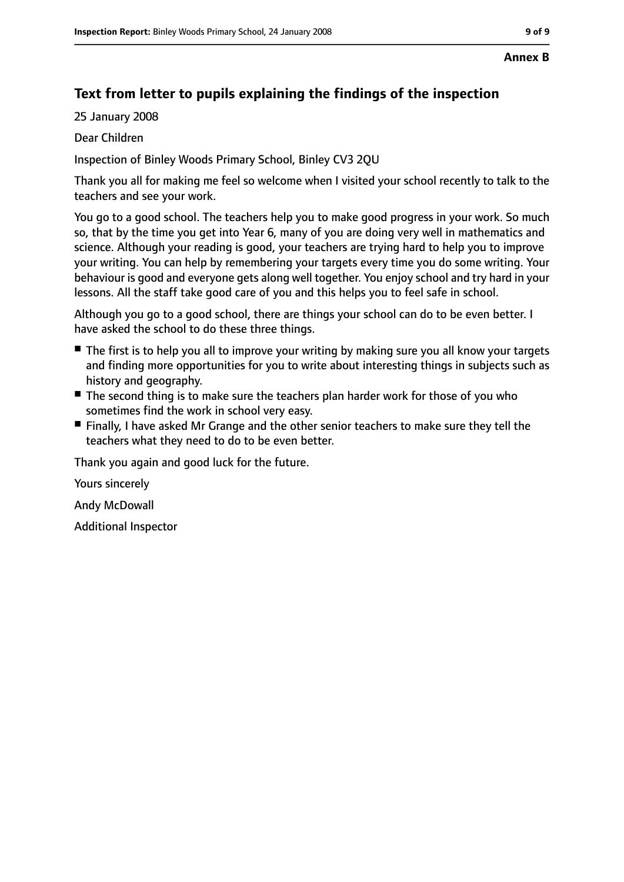**Annex B**

## Text from letter to pupils explaining the findings of the inspection

25 January 2008

Dear Children

Inspection of Binley Woods Primary School, Binley CV3 2QU

Thank you all for making me feel so welcome when I visited your school recently to talk to the teachers and see your work.

You go to a good school. The teachers help you to make good progress in your work. So much so, that by the time you get into Year 6, many of you are doing very well in mathematics and science. Although your reading is good, your teachers are trying hard to help you to improve your writing. You can help by remembering your targets every time you do some writing. Your behaviour is good and everyone gets along well together. You enjoy school and try hard in your lessons. All the staff take good care of you and this helps you to feel safe in school.

Although you go to a good school, there are things your school can do to be even better. I have asked the school to do these three things.

- The first is to help you all to improve your writing by making sure you all know your targets and finding more opportunities for you to write about interesting things in subjects such as history and geography.
- The second thing is to make sure the teachers plan harder work for those of you who sometimes find the work in school very easy.
- Finally, I have asked Mr Grange and the other senior teachers to make sure they tell the teachers what they need to do to be even better.

Thank you again and good luck for the future.

Yours sincerely

Andy McDowall

Additional Inspector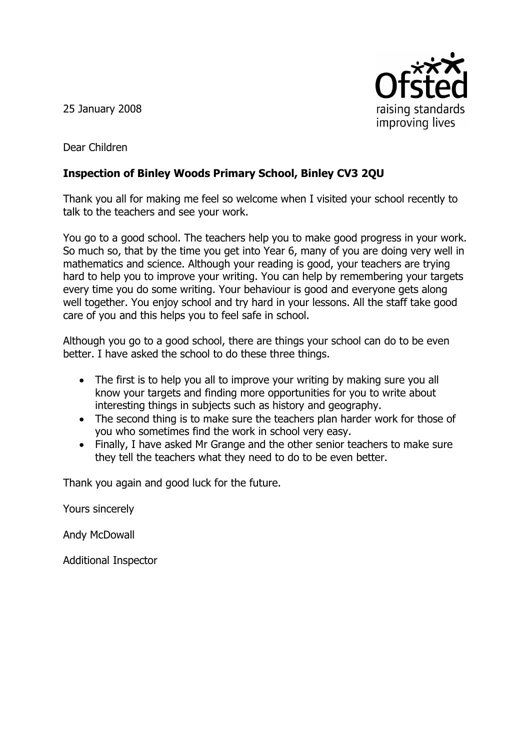25 January 2008

Dear Children

**Inspection of Binley Woods Primary School, Binley CV3 2QU**

Thank you all for making me feel so welcome when I visited your school recently to talk to the teachers and see your work.

You go to a good school. The teachers help you to make good progress in your work. So much so, that by the time you get into Year 6, many of you are doing very well in mathematics and science. Although your reading is good, your teachers are trying hard to help you to improve your writing. You can help by remembering your targets every time you do some writing. Your behaviour is good and everyone gets along well together. You enjoy school and try hard in your lessons. All the staff take good care of you and this helps you to feel safe in school.

Although you go to a good school, there are things your school can do to be even better. I have asked the school to do these three things.

- The first is to help you all to improve your writing by making sure you all know your targets and finding more opportunities for you to write about interesting things in subjects such as history and geography.
- The second thing is to make sure the teachers plan harder work for those of you who sometimes find the work in school very easy.
- Finally, I have asked Mr Grange and the other senior teachers to make sure they tell the teachers what they need to do to be even better.

Thank you again and good luck for the future.

Yours sincerely

Andy McDowall

Additional Inspector